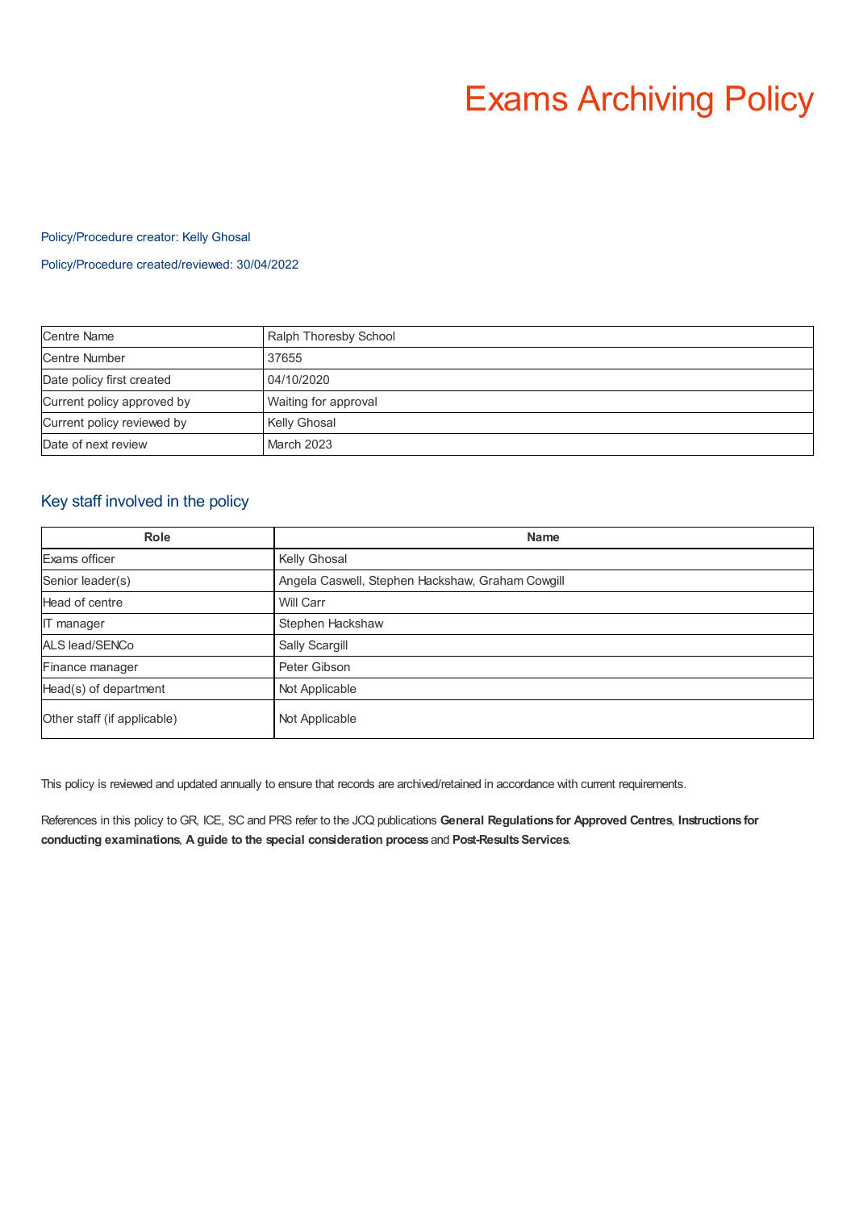# Exams Archiving Policy

Policy/Procedure creator: Kelly Ghosal

Policy/Procedure created/reviewed: 30/04/2022

| | |
|---|---|
| Centre Name | Ralph Thoresby School |
| Centre Number | 37655 |
| Date policy first created | 04/10/2020 |
| Current policy approved by | Waiting for approval |
| Current policy reviewed by | Kelly Ghosal |
| Date of next review | March 2023 |

## Key staff involved in the policy

| Role | Name |
|---|---|
| Exams officer | Kelly Ghosal |
| Senior leader(s) | Angela Caswell, Stephen Hackshaw, Graham Cowgill |
| Head of centre | Will Carr |
| IT manager | Stephen Hackshaw |
| ALS lead/SENCo | Sally Scargill |
| Finance manager | Peter Gibson |
| Head(s) of department | Not Applicable |
| Other staff (if applicable) | Not Applicable |

This policy is reviewed and updated annually to ensure that records are archived/retained in accordance with current requirements.

References in this policy to GR, ICE, SC and PRS refer to the JCQ publications **General Regulations for Approved Centres**, **Instructions for conducting examinations**, **A guide to the special consideration process** and **Post-Results Services**.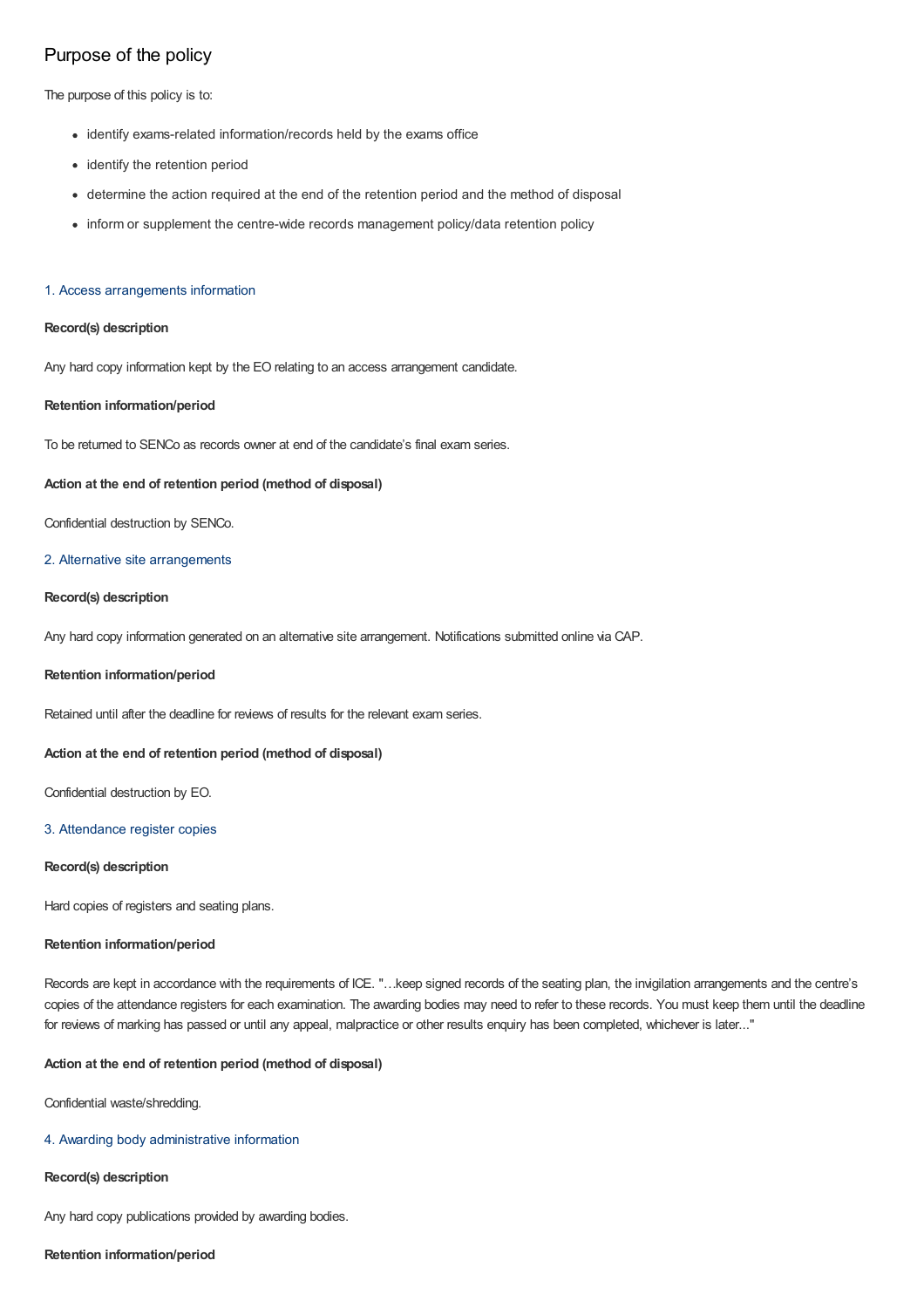## Purpose of the policy

The purpose of this policy is to:

- identify exams-related information/records held by the exams office
- identify the retention period
- determine the action required at the end of the retention period and the method of disposal
- inform or supplement the centre-wide records management policy/data retention policy

### 1. Access arrangements information

**Record(s) description**

Any hard copy information kept by the EO relating to an access arrangement candidate.

**Retention information/period**

To be returned to SENCo as records owner at end of the candidate's final exam series.

**Action at the end of retention period (method of disposal)**

Confidential destruction by SENCo.

### 2. Alternative site arrangements

**Record(s) description**

Any hard copy information generated on an alternative site arrangement. Notifications submitted online via CAP.

**Retention information/period**

Retained until after the deadline for reviews of results for the relevant exam series.

**Action at the end of retention period (method of disposal)**

Confidential destruction by EO.

### 3. Attendance register copies

**Record(s) description**

Hard copies of registers and seating plans.

**Retention information/period**

Records are kept in accordance with the requirements of ICE. "…keep signed records of the seating plan, the invigilation arrangements and the centre's copies of the attendance registers for each examination. The awarding bodies may need to refer to these records. You must keep them until the deadline for reviews of marking has passed or until any appeal, malpractice or other results enquiry has been completed, whichever is later..."

**Action at the end of retention period (method of disposal)**

Confidential waste/shredding.

### 4. Awarding body administrative information

**Record(s) description**

Any hard copy publications provided by awarding bodies.

**Retention information/period**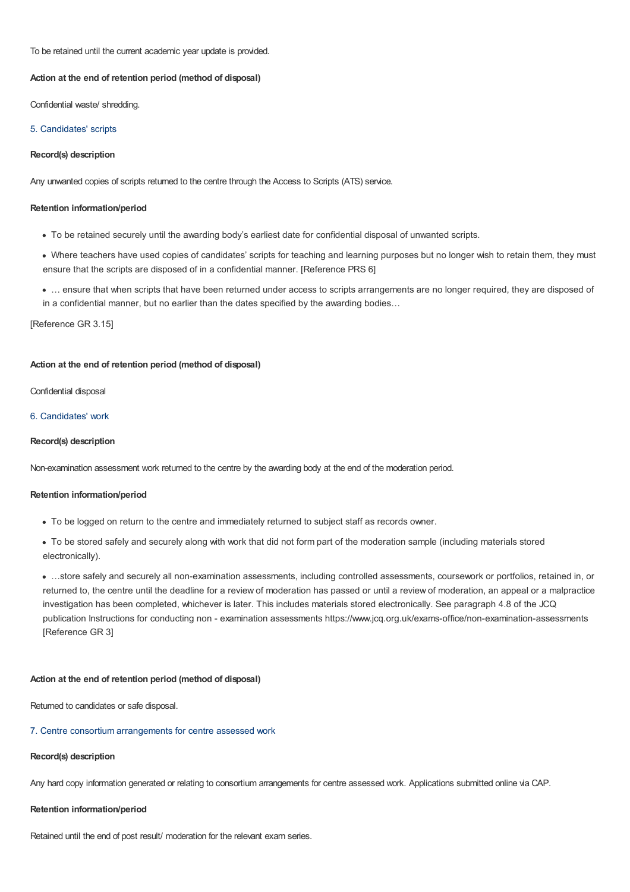To be retained until the current academic year update is provided.

**Action at the end of retention period (method of disposal)**

Confidential waste/ shredding.

### 5. Candidates' scripts

**Record(s) description**

Any unwanted copies of scripts returned to the centre through the Access to Scripts (ATS) service.

**Retention information/period**

- To be retained securely until the awarding body's earliest date for confidential disposal of unwanted scripts.
- Where teachers have used copies of candidates' scripts for teaching and learning purposes but no longer wish to retain them, they must ensure that the scripts are disposed of in a confidential manner. [Reference PRS 6]
- … ensure that when scripts that have been returned under access to scripts arrangements are no longer required, they are disposed of in a confidential manner, but no earlier than the dates specified by the awarding bodies…

[Reference GR 3.15]

**Action at the end of retention period (method of disposal)**

Confidential disposal

### 6. Candidates' work

**Record(s) description**

Non-examination assessment work returned to the centre by the awarding body at the end of the moderation period.

**Retention information/period**

- To be logged on return to the centre and immediately returned to subject staff as records owner.
- To be stored safely and securely along with work that did not form part of the moderation sample (including materials stored electronically).
- …store safely and securely all non-examination assessments, including controlled assessments, coursework or portfolios, retained in, or returned to, the centre until the deadline for a review of moderation has passed or until a review of moderation, an appeal or a malpractice investigation has been completed, whichever is later. This includes materials stored electronically. See paragraph 4.8 of the JCQ publication Instructions for conducting non - examination assessments https://www.jcq.org.uk/exams-office/non-examination-assessments [Reference GR 3]

**Action at the end of retention period (method of disposal)**

Returned to candidates or safe disposal.

### 7. Centre consortium arrangements for centre assessed work

**Record(s) description**

Any hard copy information generated or relating to consortium arrangements for centre assessed work. Applications submitted online via CAP.

**Retention information/period**

Retained until the end of post result/ moderation for the relevant exam series.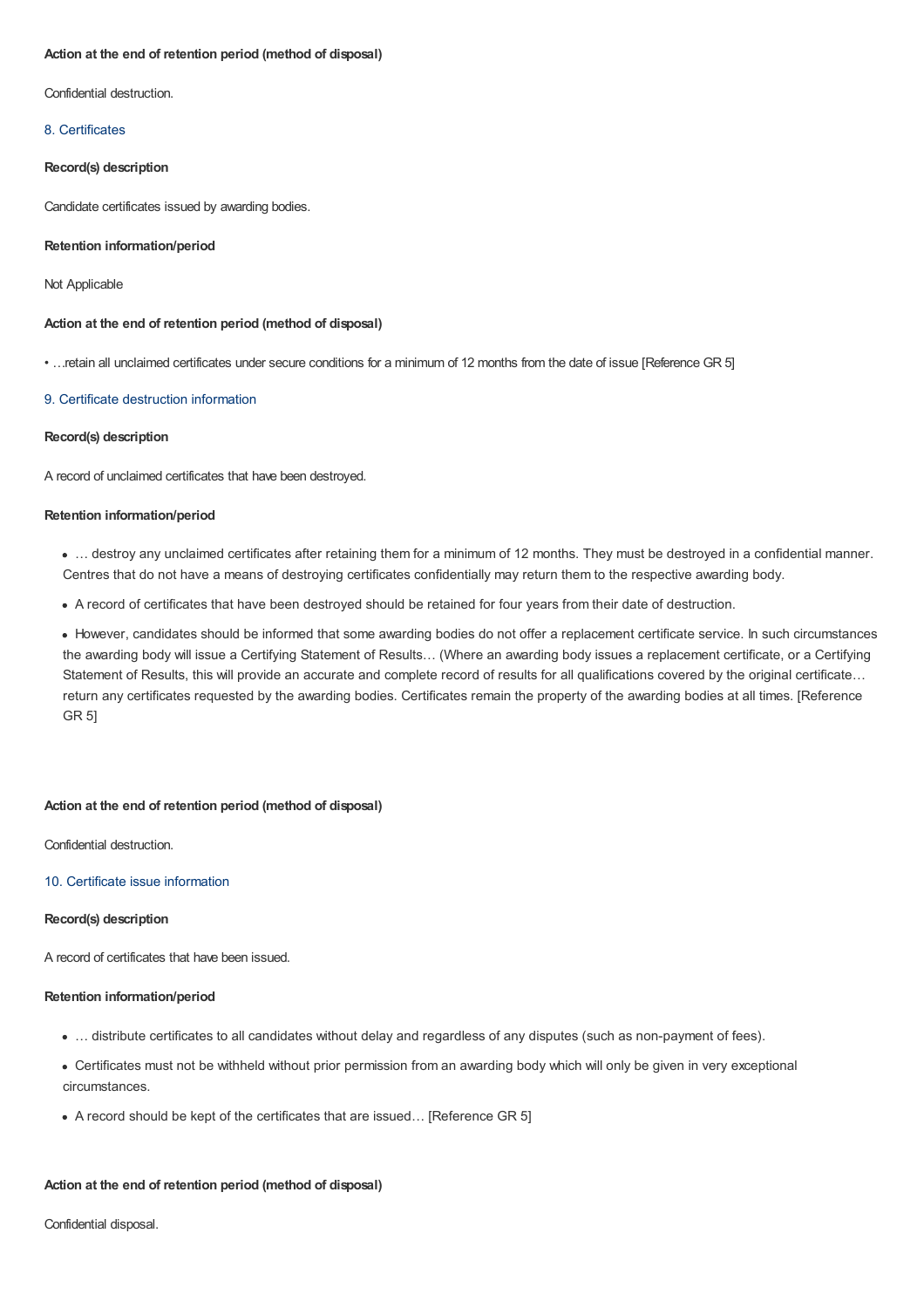**Action at the end of retention period (method of disposal)**

Confidential destruction.

### 8. Certificates

**Record(s) description**

Candidate certificates issued by awarding bodies.

**Retention information/period**

Not Applicable

**Action at the end of retention period (method of disposal)**

• …retain all unclaimed certificates under secure conditions for a minimum of 12 months from the date of issue [Reference GR 5]

### 9. Certificate destruction information

**Record(s) description**

A record of unclaimed certificates that have been destroyed.

**Retention information/period**

- … destroy any unclaimed certificates after retaining them for a minimum of 12 months. They must be destroyed in a confidential manner. Centres that do not have a means of destroying certificates confidentially may return them to the respective awarding body.
- A record of certificates that have been destroyed should be retained for four years from their date of destruction.
- However, candidates should be informed that some awarding bodies do not offer a replacement certificate service. In such circumstances the awarding body will issue a Certifying Statement of Results… (Where an awarding body issues a replacement certificate, or a Certifying Statement of Results, this will provide an accurate and complete record of results for all qualifications covered by the original certificate… return any certificates requested by the awarding bodies. Certificates remain the property of the awarding bodies at all times. [Reference GR 5]

**Action at the end of retention period (method of disposal)**

Confidential destruction.

### 10. Certificate issue information

**Record(s) description**

A record of certificates that have been issued.

**Retention information/period**

- … distribute certificates to all candidates without delay and regardless of any disputes (such as non-payment of fees).
- Certificates must not be withheld without prior permission from an awarding body which will only be given in very exceptional circumstances.
- A record should be kept of the certificates that are issued… [Reference GR 5]

**Action at the end of retention period (method of disposal)**

Confidential disposal.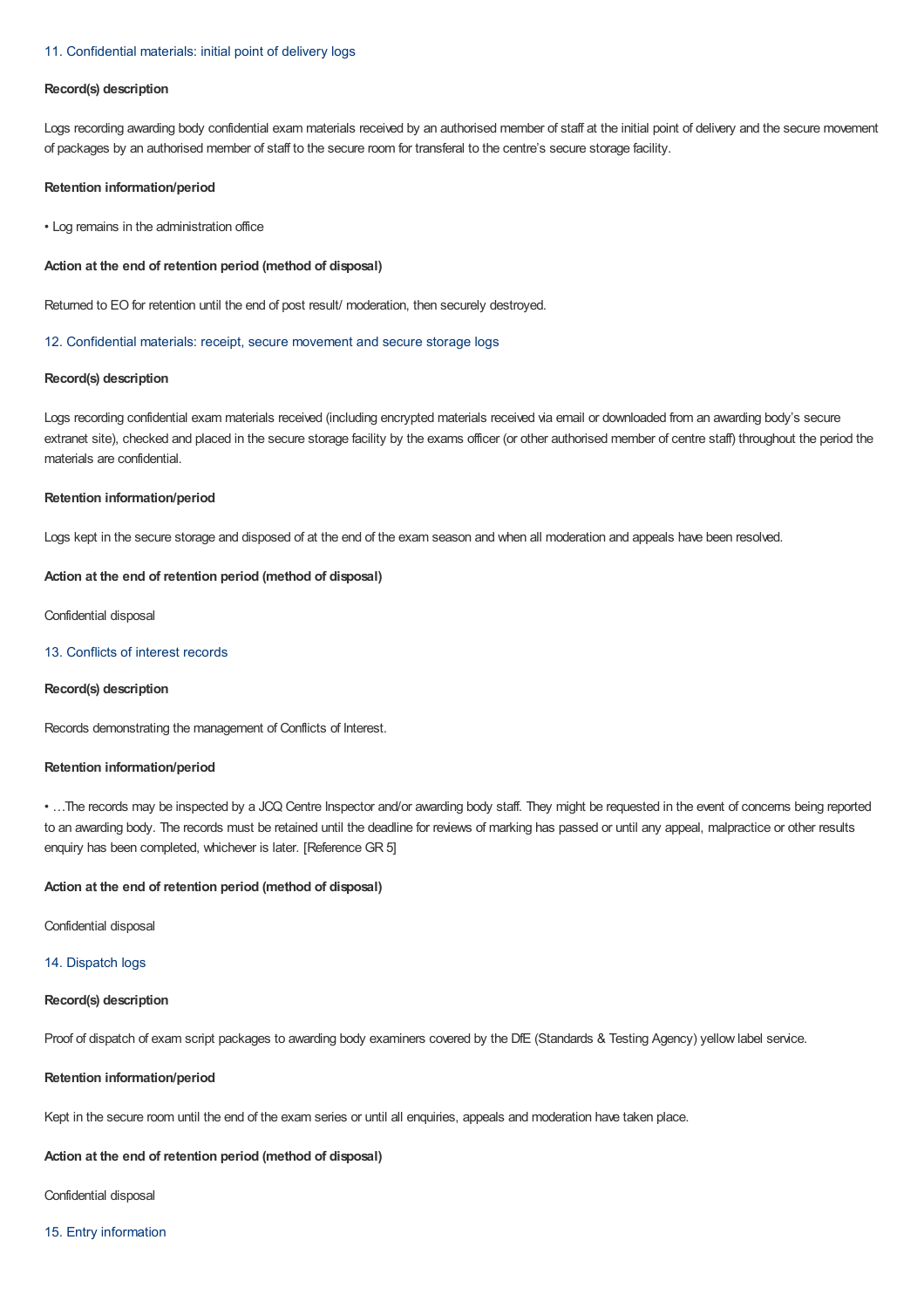### 11. Confidential materials: initial point of delivery logs

**Record(s) description**

Logs recording awarding body confidential exam materials received by an authorised member of staff at the initial point of delivery and the secure movement of packages by an authorised member of staff to the secure room for transferal to the centre's secure storage facility.

**Retention information/period**

- Log remains in the administration office

**Action at the end of retention period (method of disposal)**

Returned to EO for retention until the end of post result/ moderation, then securely destroyed.

### 12. Confidential materials: receipt, secure movement and secure storage logs

**Record(s) description**

Logs recording confidential exam materials received (including encrypted materials received via email or downloaded from an awarding body's secure extranet site), checked and placed in the secure storage facility by the exams officer (or other authorised member of centre staff) throughout the period the materials are confidential.

**Retention information/period**

Logs kept in the secure storage and disposed of at the end of the exam season and when all moderation and appeals have been resolved.

**Action at the end of retention period (method of disposal)**

Confidential disposal

### 13. Conflicts of interest records

**Record(s) description**

Records demonstrating the management of Conflicts of Interest.

**Retention information/period**

- …The records may be inspected by a JCQ Centre Inspector and/or awarding body staff. They might be requested in the event of concerns being reported to an awarding body. The records must be retained until the deadline for reviews of marking has passed or until any appeal, malpractice or other results enquiry has been completed, whichever is later. [Reference GR 5]

**Action at the end of retention period (method of disposal)**

Confidential disposal

### 14. Dispatch logs

**Record(s) description**

Proof of dispatch of exam script packages to awarding body examiners covered by the DfE (Standards & Testing Agency) yellow label service.

**Retention information/period**

Kept in the secure room until the end of the exam series or until all enquiries, appeals and moderation have taken place.

**Action at the end of retention period (method of disposal)**

Confidential disposal

### 15. Entry information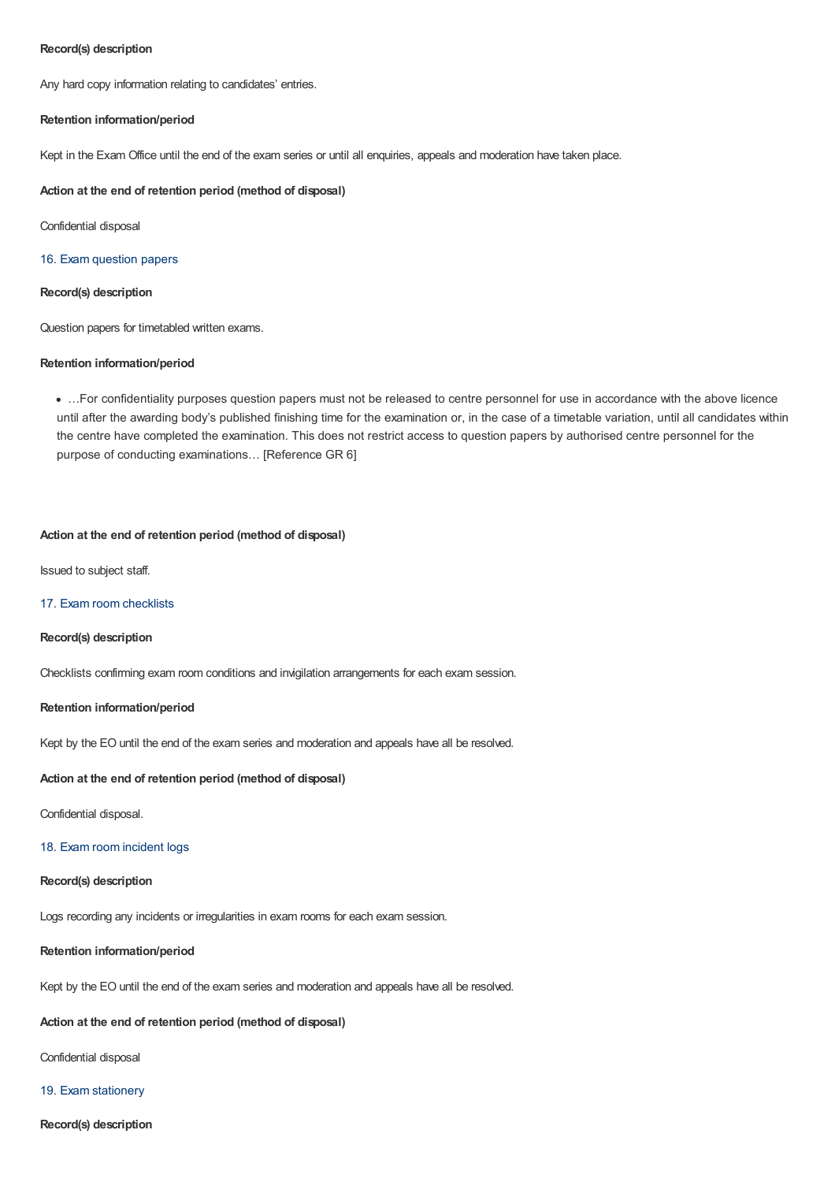**Record(s) description**

Any hard copy information relating to candidates' entries.

**Retention information/period**

Kept in the Exam Office until the end of the exam series or until all enquiries, appeals and moderation have taken place.

**Action at the end of retention period (method of disposal)**

Confidential disposal

### 16. Exam question papers

**Record(s) description**

Question papers for timetabled written exams.

**Retention information/period**

- …For confidentiality purposes question papers must not be released to centre personnel for use in accordance with the above licence until after the awarding body's published finishing time for the examination or, in the case of a timetable variation, until all candidates within the centre have completed the examination. This does not restrict access to question papers by authorised centre personnel for the purpose of conducting examinations… [Reference GR 6]

**Action at the end of retention period (method of disposal)**

Issued to subject staff.

### 17. Exam room checklists

**Record(s) description**

Checklists confirming exam room conditions and invigilation arrangements for each exam session.

**Retention information/period**

Kept by the EO until the end of the exam series and moderation and appeals have all be resolved.

**Action at the end of retention period (method of disposal)**

Confidential disposal.

### 18. Exam room incident logs

**Record(s) description**

Logs recording any incidents or irregularities in exam rooms for each exam session.

**Retention information/period**

Kept by the EO until the end of the exam series and moderation and appeals have all be resolved.

**Action at the end of retention period (method of disposal)**

Confidential disposal

### 19. Exam stationery

**Record(s) description**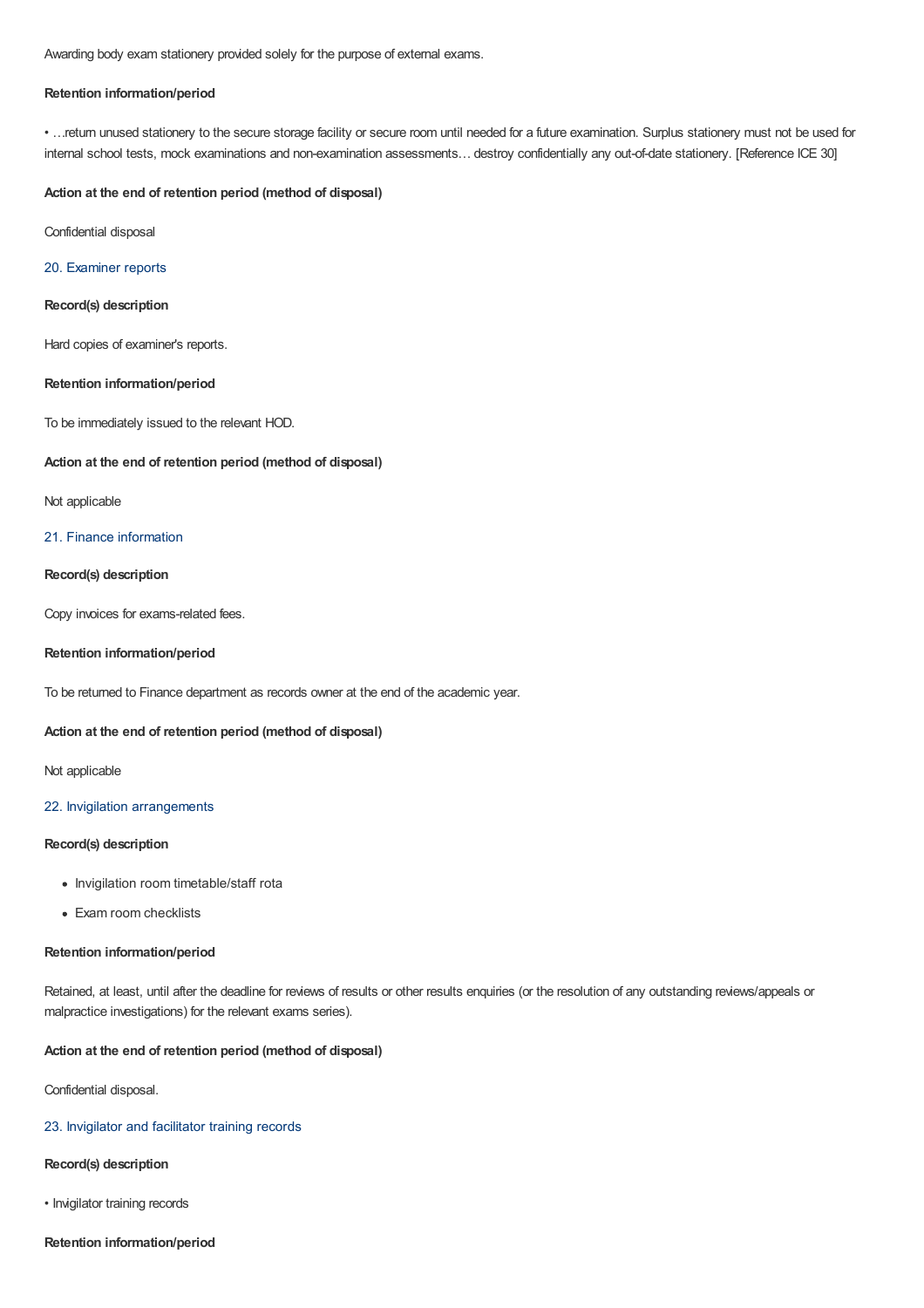Awarding body exam stationery provided solely for the purpose of external exams.

**Retention information/period**

• …return unused stationery to the secure storage facility or secure room until needed for a future examination. Surplus stationery must not be used for internal school tests, mock examinations and non-examination assessments… destroy confidentially any out-of-date stationery. [Reference ICE 30]

**Action at the end of retention period (method of disposal)**

Confidential disposal

### 20. Examiner reports

**Record(s) description**

Hard copies of examiner's reports.

**Retention information/period**

To be immediately issued to the relevant HOD.

**Action at the end of retention period (method of disposal)**

Not applicable

### 21. Finance information

**Record(s) description**

Copy invoices for exams-related fees.

**Retention information/period**

To be returned to Finance department as records owner at the end of the academic year.

**Action at the end of retention period (method of disposal)**

Not applicable

### 22. Invigilation arrangements

**Record(s) description**

- Invigilation room timetable/staff rota
- Exam room checklists

**Retention information/period**

Retained, at least, until after the deadline for reviews of results or other results enquiries (or the resolution of any outstanding reviews/appeals or malpractice investigations) for the relevant exams series).

**Action at the end of retention period (method of disposal)**

Confidential disposal.

### 23. Invigilator and facilitator training records

**Record(s) description**

• Invigilator training records

**Retention information/period**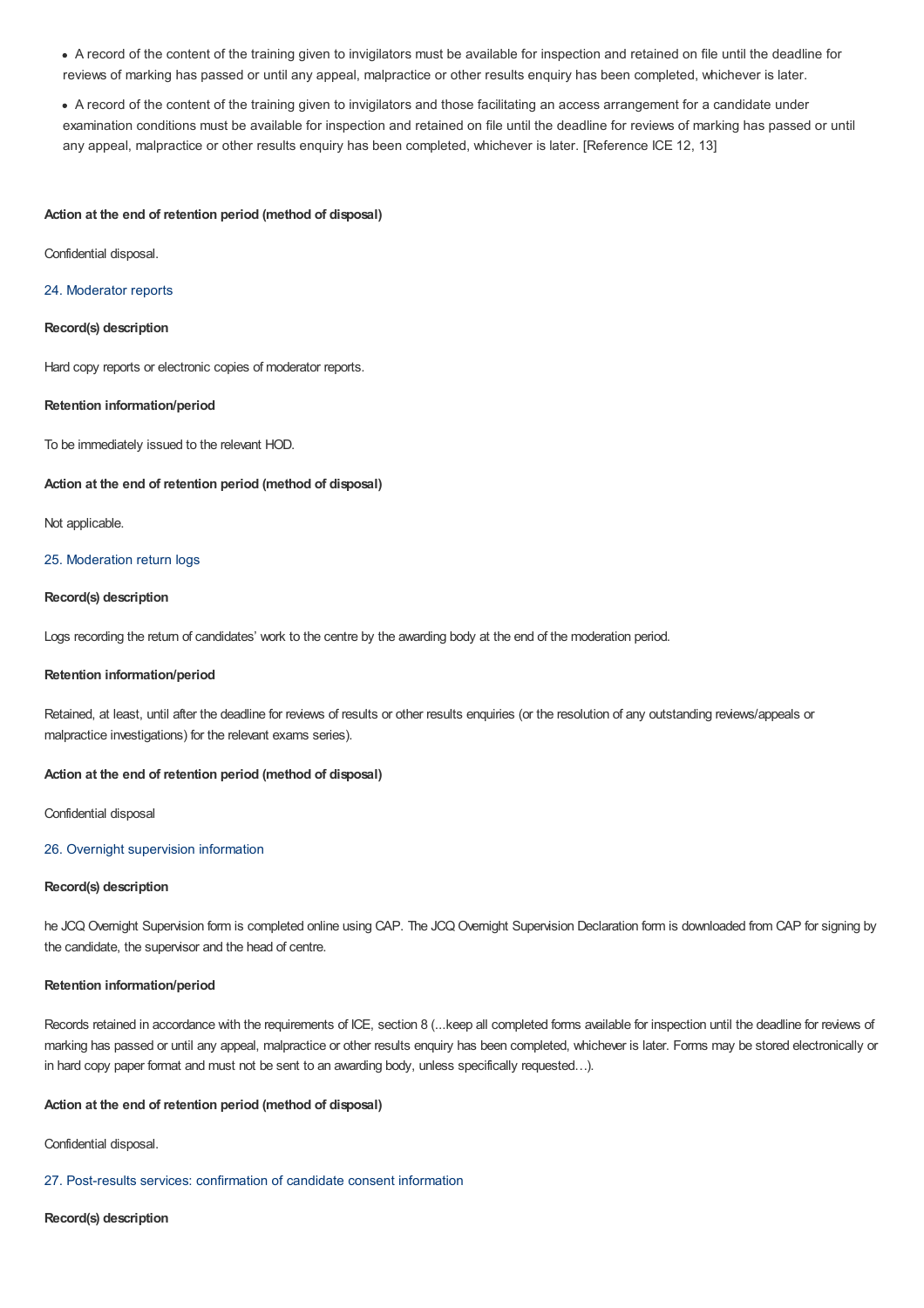- A record of the content of the training given to invigilators must be available for inspection and retained on file until the deadline for reviews of marking has passed or until any appeal, malpractice or other results enquiry has been completed, whichever is later.
- A record of the content of the training given to invigilators and those facilitating an access arrangement for a candidate under examination conditions must be available for inspection and retained on file until the deadline for reviews of marking has passed or until any appeal, malpractice or other results enquiry has been completed, whichever is later. [Reference ICE 12, 13]

**Action at the end of retention period (method of disposal)**

Confidential disposal.

### 24. Moderator reports

**Record(s) description**

Hard copy reports or electronic copies of moderator reports.

**Retention information/period**

To be immediately issued to the relevant HOD.

**Action at the end of retention period (method of disposal)**

Not applicable.

### 25. Moderation return logs

**Record(s) description**

Logs recording the return of candidates' work to the centre by the awarding body at the end of the moderation period.

**Retention information/period**

Retained, at least, until after the deadline for reviews of results or other results enquiries (or the resolution of any outstanding reviews/appeals or malpractice investigations) for the relevant exams series).

**Action at the end of retention period (method of disposal)**

Confidential disposal

### 26. Overnight supervision information

**Record(s) description**

he JCQ Overnight Supervision form is completed online using CAP. The JCQ Overnight Supervision Declaration form is downloaded from CAP for signing by the candidate, the supervisor and the head of centre.

**Retention information/period**

Records retained in accordance with the requirements of ICE, section 8 (...keep all completed forms available for inspection until the deadline for reviews of marking has passed or until any appeal, malpractice or other results enquiry has been completed, whichever is later. Forms may be stored electronically or in hard copy paper format and must not be sent to an awarding body, unless specifically requested…).

**Action at the end of retention period (method of disposal)**

Confidential disposal.

### 27. Post-results services: confirmation of candidate consent information

**Record(s) description**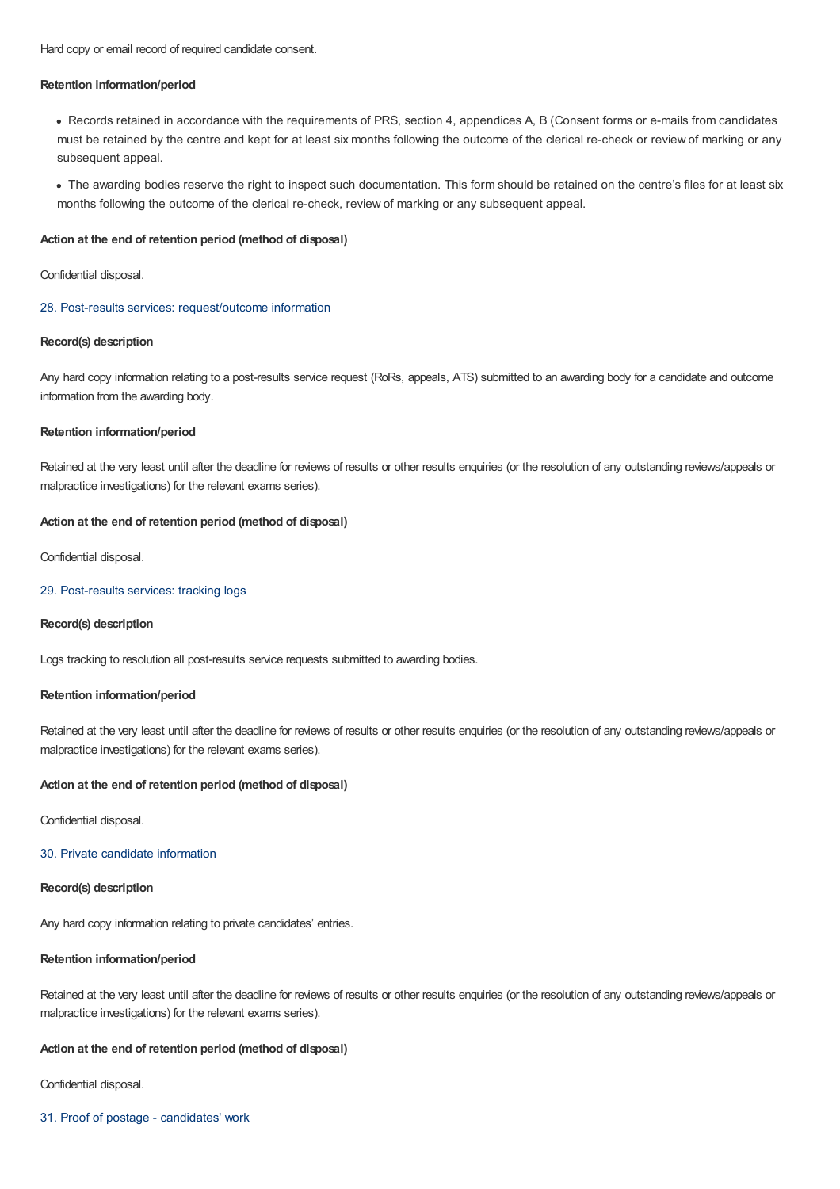Hard copy or email record of required candidate consent.

**Retention information/period**

- Records retained in accordance with the requirements of PRS, section 4, appendices A, B (Consent forms or e-mails from candidates must be retained by the centre and kept for at least six months following the outcome of the clerical re-check or review of marking or any subsequent appeal.
- The awarding bodies reserve the right to inspect such documentation. This form should be retained on the centre's files for at least six months following the outcome of the clerical re-check, review of marking or any subsequent appeal.

**Action at the end of retention period (method of disposal)**

Confidential disposal.

## 28. Post-results services: request/outcome information

**Record(s) description**

Any hard copy information relating to a post-results service request (RoRs, appeals, ATS) submitted to an awarding body for a candidate and outcome information from the awarding body.

**Retention information/period**

Retained at the very least until after the deadline for reviews of results or other results enquiries (or the resolution of any outstanding reviews/appeals or malpractice investigations) for the relevant exams series).

**Action at the end of retention period (method of disposal)**

Confidential disposal.

## 29. Post-results services: tracking logs

**Record(s) description**

Logs tracking to resolution all post-results service requests submitted to awarding bodies.

**Retention information/period**

Retained at the very least until after the deadline for reviews of results or other results enquiries (or the resolution of any outstanding reviews/appeals or malpractice investigations) for the relevant exams series).

**Action at the end of retention period (method of disposal)**

Confidential disposal.

## 30. Private candidate information

**Record(s) description**

Any hard copy information relating to private candidates' entries.

**Retention information/period**

Retained at the very least until after the deadline for reviews of results or other results enquiries (or the resolution of any outstanding reviews/appeals or malpractice investigations) for the relevant exams series).

**Action at the end of retention period (method of disposal)**

Confidential disposal.

## 31. Proof of postage - candidates' work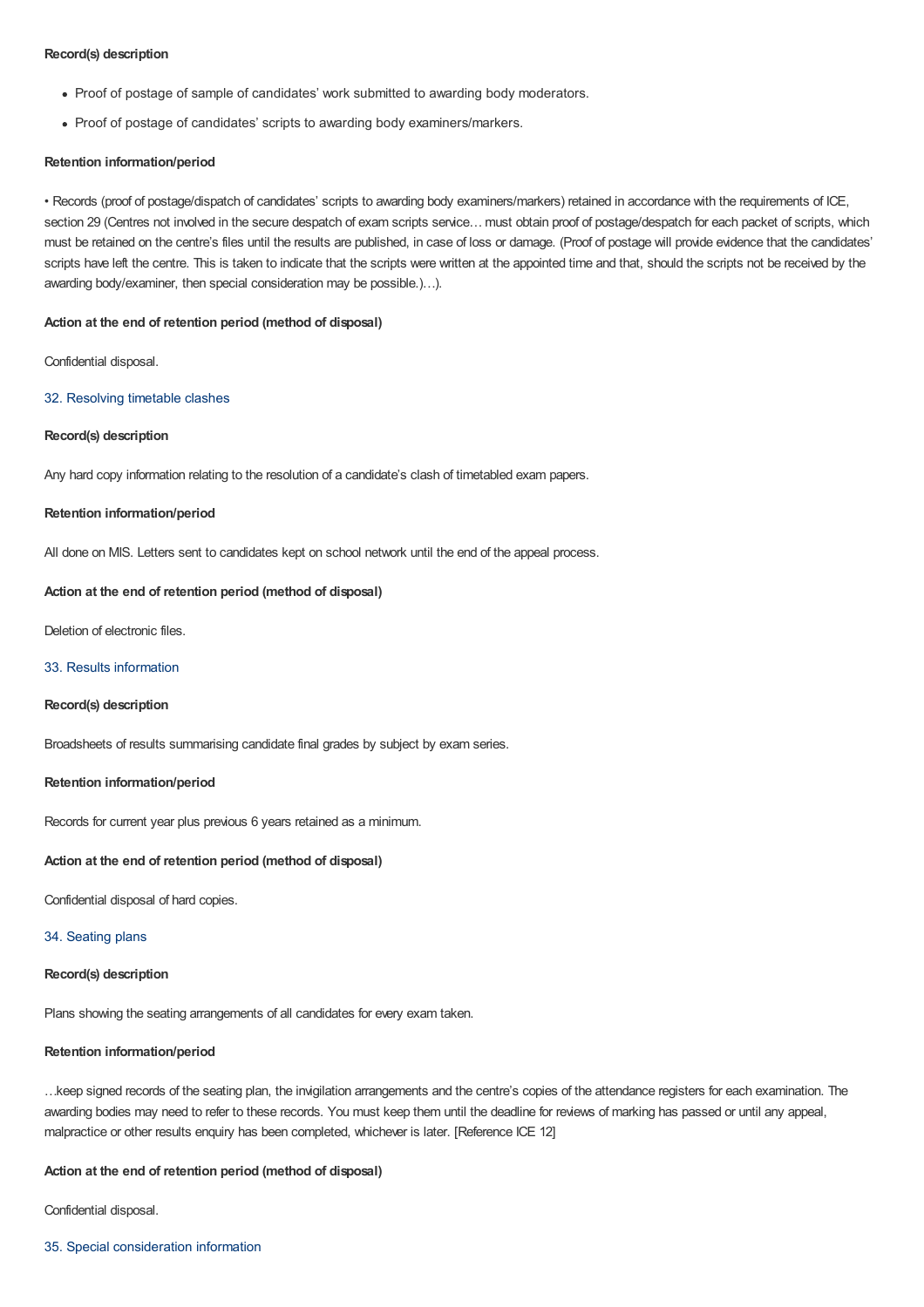**Record(s) description**

- Proof of postage of sample of candidates' work submitted to awarding body moderators.
- Proof of postage of candidates' scripts to awarding body examiners/markers.

**Retention information/period**

• Records (proof of postage/dispatch of candidates' scripts to awarding body examiners/markers) retained in accordance with the requirements of ICE, section 29 (Centres not involved in the secure despatch of exam scripts service… must obtain proof of postage/despatch for each packet of scripts, which must be retained on the centre's files until the results are published, in case of loss or damage. (Proof of postage will provide evidence that the candidates' scripts have left the centre. This is taken to indicate that the scripts were written at the appointed time and that, should the scripts not be received by the awarding body/examiner, then special consideration may be possible.)…).

**Action at the end of retention period (method of disposal)**

Confidential disposal.

### 32. Resolving timetable clashes

**Record(s) description**

Any hard copy information relating to the resolution of a candidate's clash of timetabled exam papers.

**Retention information/period**

All done on MIS. Letters sent to candidates kept on school network until the end of the appeal process.

**Action at the end of retention period (method of disposal)**

Deletion of electronic files.

### 33. Results information

**Record(s) description**

Broadsheets of results summarising candidate final grades by subject by exam series.

**Retention information/period**

Records for current year plus previous 6 years retained as a minimum.

**Action at the end of retention period (method of disposal)**

Confidential disposal of hard copies.

### 34. Seating plans

**Record(s) description**

Plans showing the seating arrangements of all candidates for every exam taken.

**Retention information/period**

…keep signed records of the seating plan, the invigilation arrangements and the centre's copies of the attendance registers for each examination. The awarding bodies may need to refer to these records. You must keep them until the deadline for reviews of marking has passed or until any appeal, malpractice or other results enquiry has been completed, whichever is later. [Reference ICE 12]

**Action at the end of retention period (method of disposal)**

Confidential disposal.

### 35. Special consideration information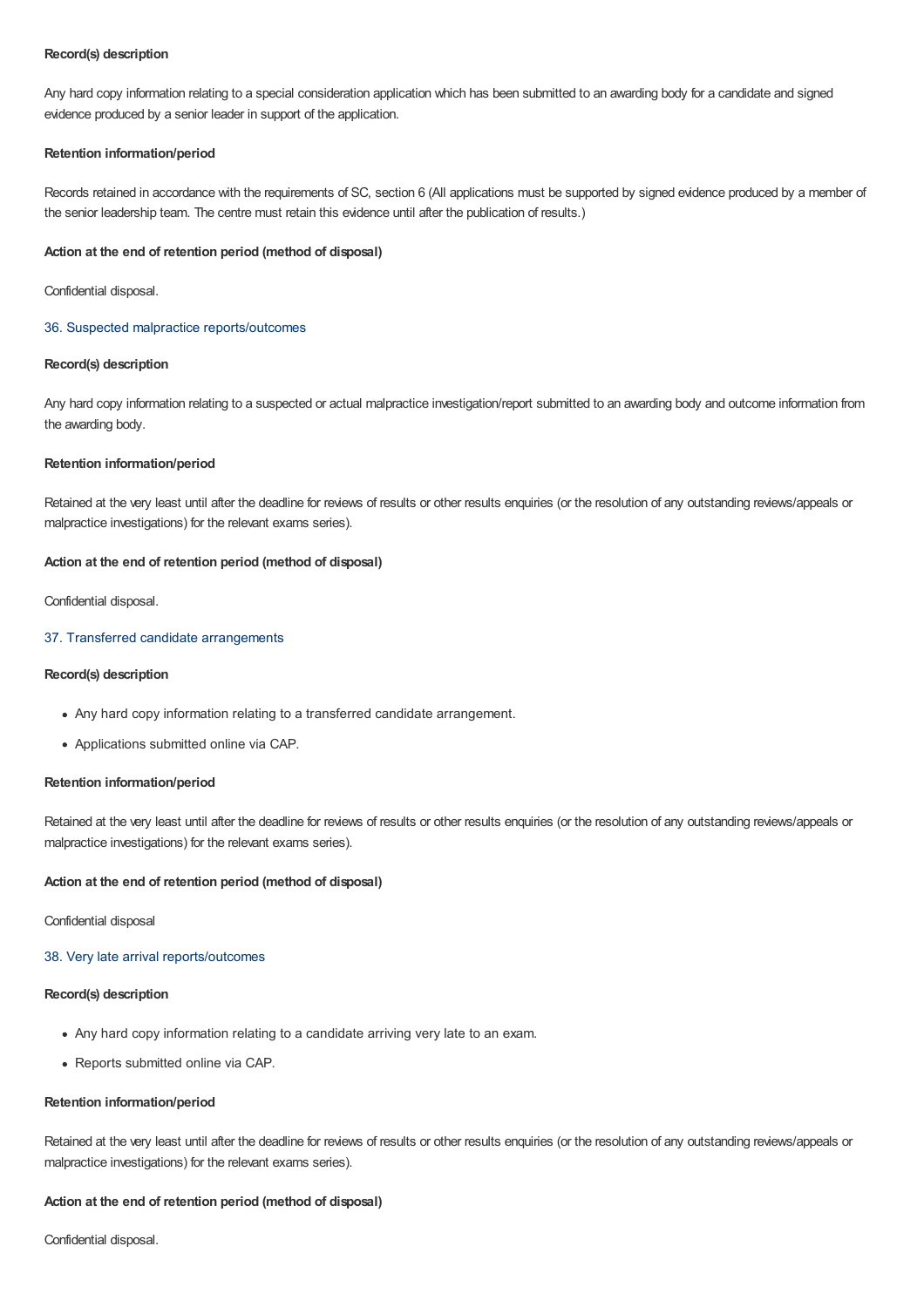**Record(s) description**

Any hard copy information relating to a special consideration application which has been submitted to an awarding body for a candidate and signed evidence produced by a senior leader in support of the application.

**Retention information/period**

Records retained in accordance with the requirements of SC, section 6 (All applications must be supported by signed evidence produced by a member of the senior leadership team. The centre must retain this evidence until after the publication of results.)

**Action at the end of retention period (method of disposal)**

Confidential disposal.

### 36. Suspected malpractice reports/outcomes

**Record(s) description**

Any hard copy information relating to a suspected or actual malpractice investigation/report submitted to an awarding body and outcome information from the awarding body.

**Retention information/period**

Retained at the very least until after the deadline for reviews of results or other results enquiries (or the resolution of any outstanding reviews/appeals or malpractice investigations) for the relevant exams series).

**Action at the end of retention period (method of disposal)**

Confidential disposal.

### 37. Transferred candidate arrangements

**Record(s) description**

- Any hard copy information relating to a transferred candidate arrangement.
- Applications submitted online via CAP.

**Retention information/period**

Retained at the very least until after the deadline for reviews of results or other results enquiries (or the resolution of any outstanding reviews/appeals or malpractice investigations) for the relevant exams series).

**Action at the end of retention period (method of disposal)**

Confidential disposal

### 38. Very late arrival reports/outcomes

**Record(s) description**

- Any hard copy information relating to a candidate arriving very late to an exam.
- Reports submitted online via CAP.

**Retention information/period**

Retained at the very least until after the deadline for reviews of results or other results enquiries (or the resolution of any outstanding reviews/appeals or malpractice investigations) for the relevant exams series).

**Action at the end of retention period (method of disposal)**

Confidential disposal.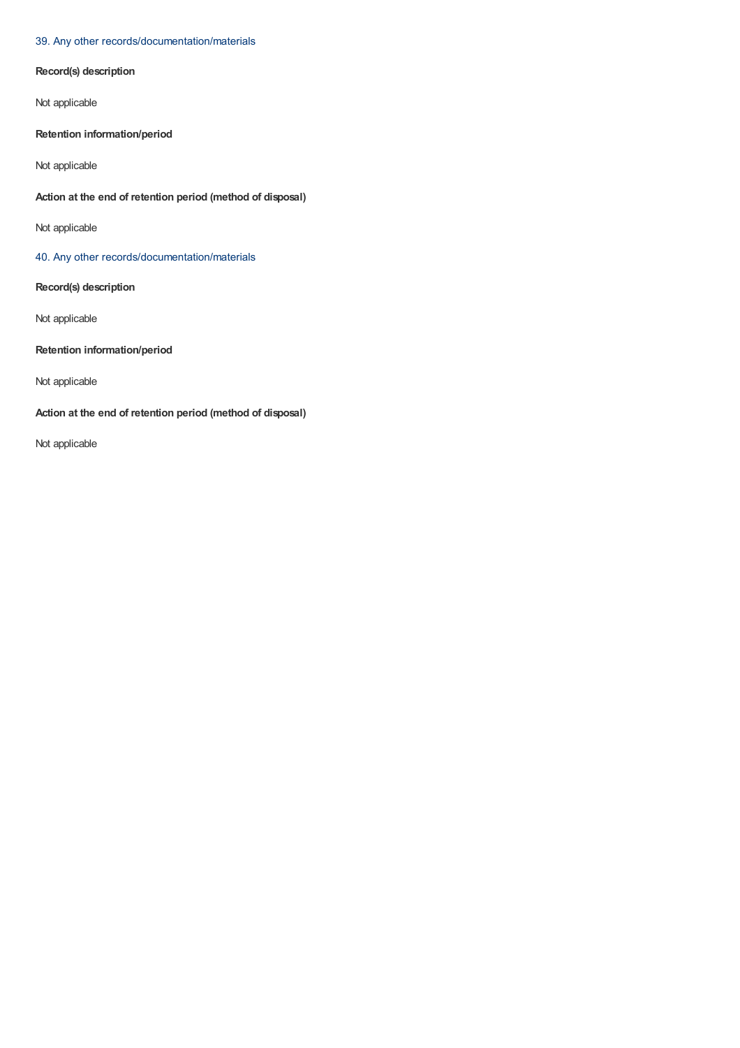### 39. Any other records/documentation/materials

**Record(s) description**

Not applicable

**Retention information/period**

Not applicable

**Action at the end of retention period (method of disposal)**

Not applicable

### 40. Any other records/documentation/materials

**Record(s) description**

Not applicable

**Retention information/period**

Not applicable

**Action at the end of retention period (method of disposal)**

Not applicable